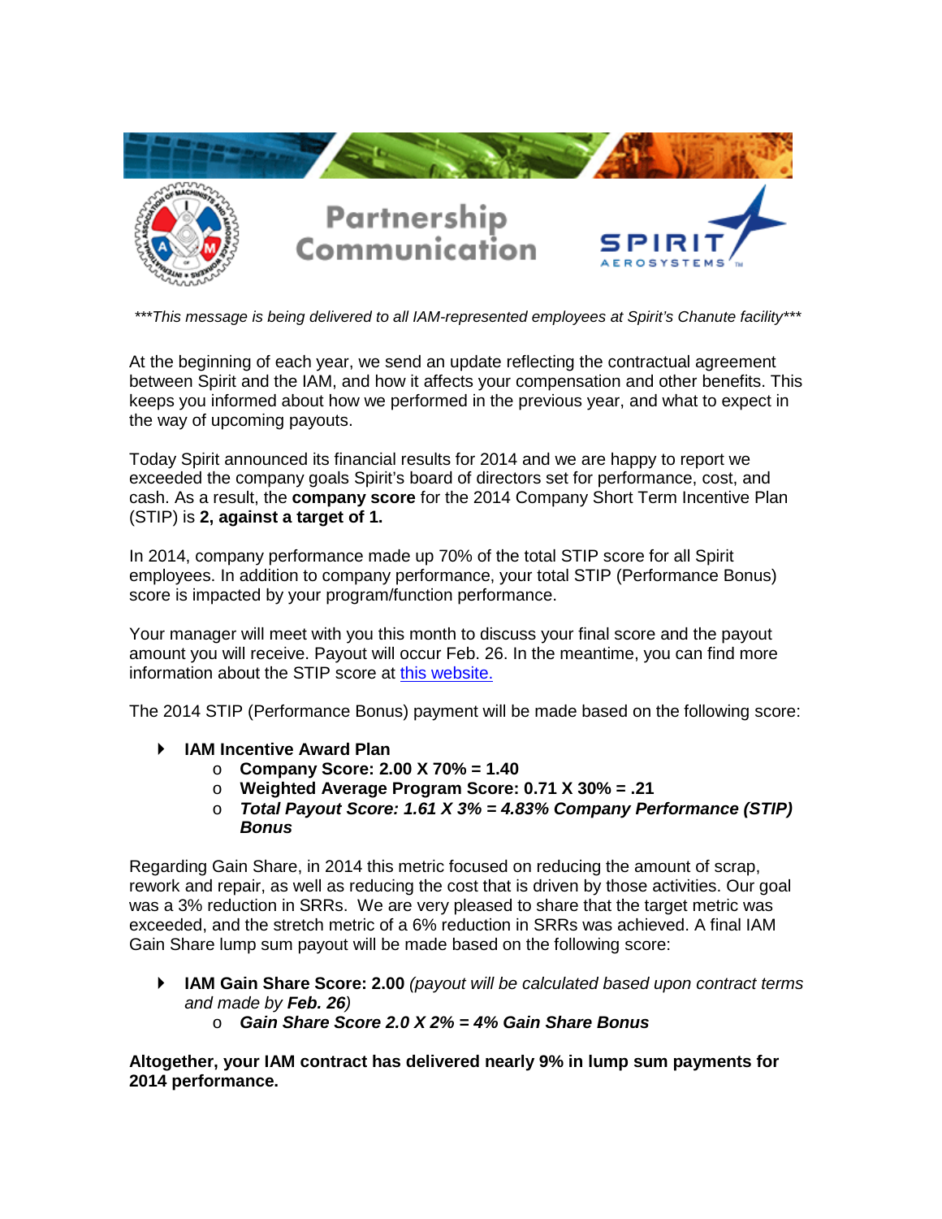# Partnership Communication

SPIRIT AEROSYSTEMS

*\*\*\*This message is being delivered to all IAM-represented employees at Spirit's Chanute facility\*\*\**

At the beginning of each year, we send an update reflecting the contractual agreement between Spirit and the IAM, and how it affects your compensation and other benefits. This keeps you informed about how we performed in the previous year, and what to expect in the way of upcoming payouts.

Today Spirit announced its financial results for 2014 and we are happy to report we exceeded the company goals Spirit's board of directors set for performance, cost, and cash. As a result, the **company score** for the 2014 Company Short Term Incentive Plan (STIP) is **2, against a target of 1.**

In 2014, company performance made up 70% of the total STIP score for all Spirit employees. In addition to company performance, your total STIP (Performance Bonus) score is impacted by your program/function performance.

Your manager will meet with you this month to discuss your final score and the payout amount you will receive. Payout will occur Feb. 26. In the meantime, you can find more information about the STIP score at [this website.]()

The 2014 STIP (Performance Bonus) payment will be made based on the following score:

- **IAM Incentive Award Plan**
  - **Company Score: 2.00 X 70% = 1.40**
  - **Weighted Average Program Score: 0.71 X 30% = .21**
  - ***Total Payout Score: 1.61 X 3% = 4.83% Company Performance (STIP) Bonus***

Regarding Gain Share, in 2014 this metric focused on reducing the amount of scrap, rework and repair, as well as reducing the cost that is driven by those activities. Our goal was a 3% reduction in SRRs. We are very pleased to share that the target metric was exceeded, and the stretch metric of a 6% reduction in SRRs was achieved. A final IAM Gain Share lump sum payout will be made based on the following score:

- **IAM Gain Share Score: 2.00** *(payout will be calculated based upon contract terms and made by* ***Feb. 26****)*
  - ***Gain Share Score 2.0 X 2% = 4% Gain Share Bonus***

**Altogether, your IAM contract has delivered nearly 9% in lump sum payments for 2014 performance.**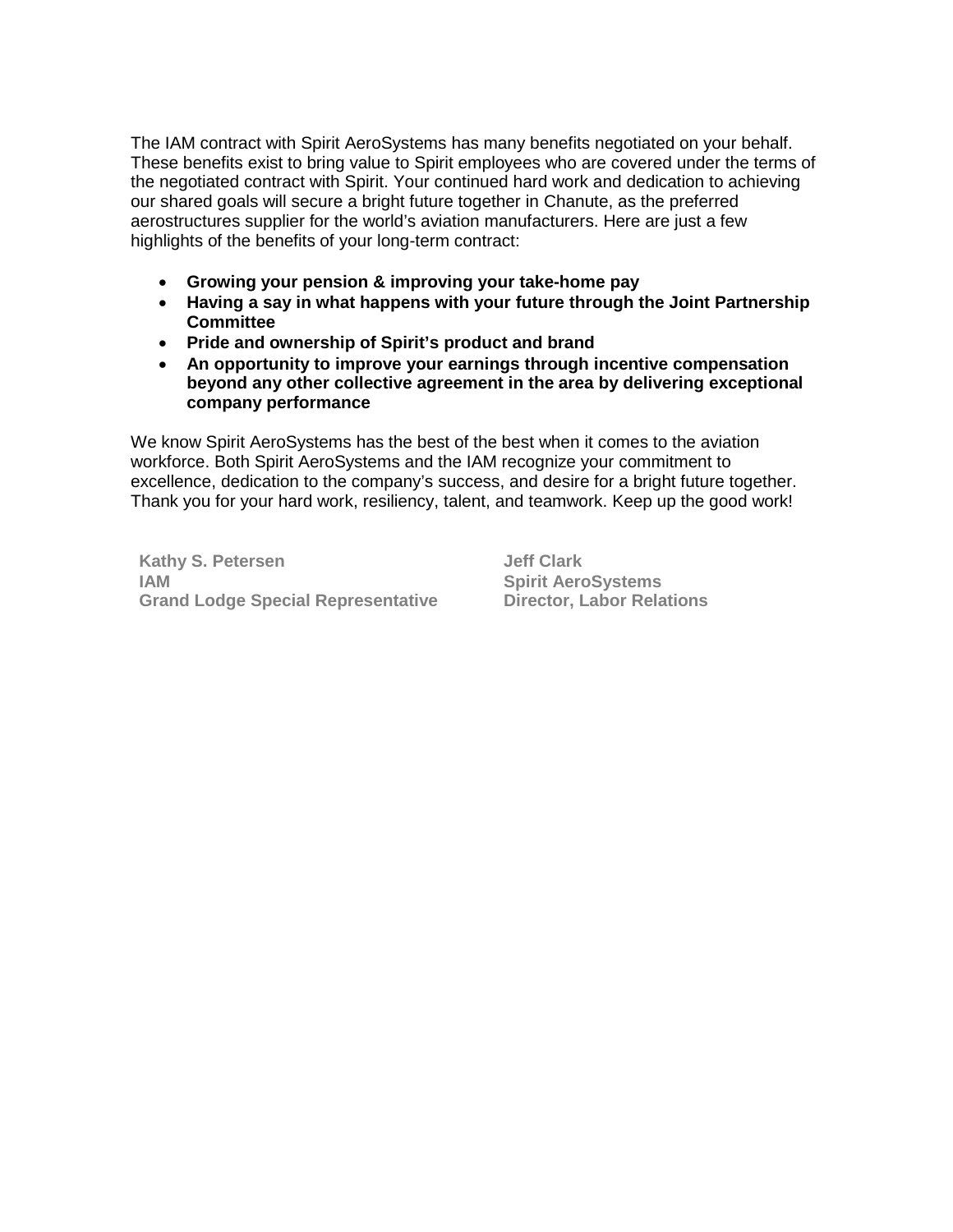The IAM contract with Spirit AeroSystems has many benefits negotiated on your behalf. These benefits exist to bring value to Spirit employees who are covered under the terms of the negotiated contract with Spirit. Your continued hard work and dedication to achieving our shared goals will secure a bright future together in Chanute, as the preferred aerostructures supplier for the world's aviation manufacturers. Here are just a few highlights of the benefits of your long-term contract:

- **Growing your pension & improving your take-home pay**
- **Having a say in what happens with your future through the Joint Partnership Committee**
- **Pride and ownership of Spirit's product and brand**
- **An opportunity to improve your earnings through incentive compensation beyond any other collective agreement in the area by delivering exceptional company performance**

We know Spirit AeroSystems has the best of the best when it comes to the aviation workforce. Both Spirit AeroSystems and the IAM recognize your commitment to excellence, dedication to the company's success, and desire for a bright future together. Thank you for your hard work, resiliency, talent, and teamwork. Keep up the good work!

**Kathy S. Petersen**
**IAM**
**Grand Lodge Special Representative**

**Jeff Clark**
**Spirit AeroSystems**
**Director, Labor Relations**